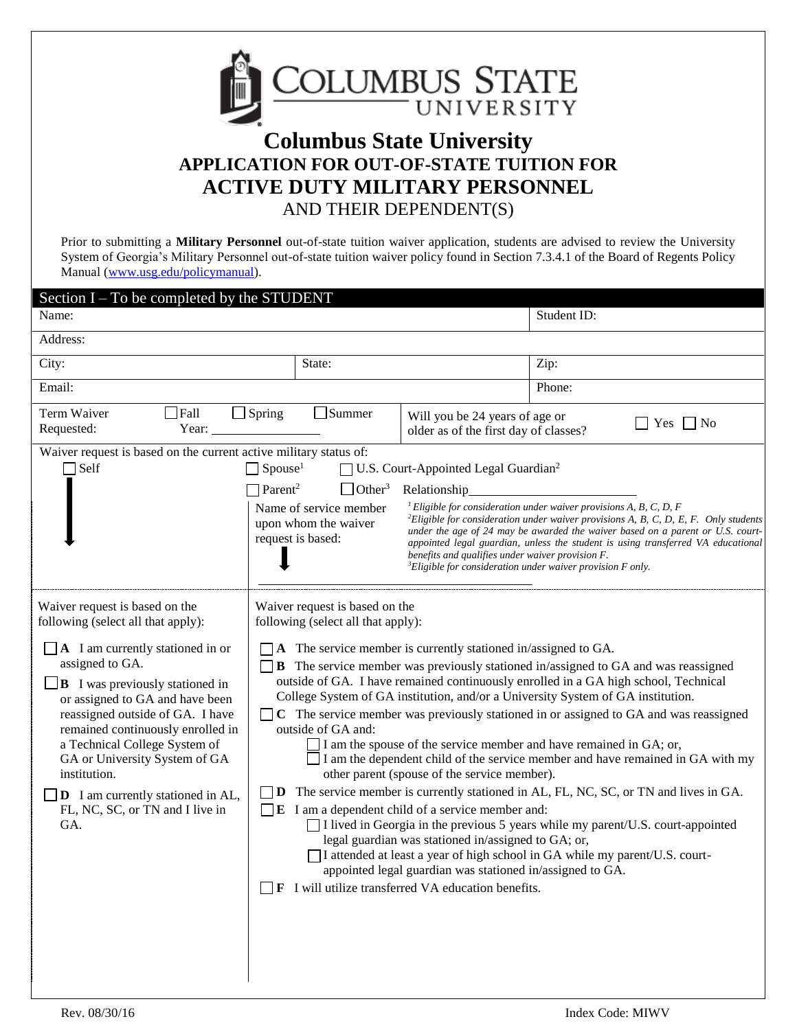# Columbus State University

## APPLICATION FOR OUT-OF-STATE TUITION FOR ACTIVE DUTY MILITARY PERSONNEL

### AND THEIR DEPENDENT(S)

Prior to submitting a **Military Personnel** out-of-state tuition waiver application, students are advised to review the University System of Georgia's Military Personnel out-of-state tuition waiver policy found in Section 7.3.4.1 of the Board of Regents Policy Manual (www.usg.edu/policymanual).

## Section I – To be completed by the STUDENT

| Name: | | Student ID: |
|---|---|---|
| Address: | | |
| City: | State: | Zip: |
| Email: | | Phone: |

Term Waiver Requested: ☐ Fall ☐ Spring ☐ Summer Year: ____________

Will you be 24 years of age or older as of the first day of classes? ☐ Yes ☐ No

Waiver request is based on the current active military status of:

☐ Self

☐ Spouse[1] ☐ U.S. Court-Appointed Legal Guardian[2]

☐ Parent[2] ☐ Other[3] Relationship____________________

Name of service member upon whom the waiver request is based: ____________________

*[1] Eligible for consideration under waiver provisions A, B, C, D, F*

*[2] Eligible for consideration under waiver provisions A, B, C, D, E, F. Only students under the age of 24 may be awarded the waiver based on a parent or U.S. court-appointed legal guardian, unless the student is using transferred VA educational benefits and qualifies under waiver provision F.*

*[3] Eligible for consideration under waiver provision F only.*

**Self** – Waiver request is based on the following (select all that apply):

☐ **A** I am currently stationed in or assigned to GA.

☐ **B** I was previously stationed in or assigned to GA and have been reassigned outside of GA. I have remained continuously enrolled in a Technical College System of GA or University System of GA institution.

☐ **D** I am currently stationed in AL, FL, NC, SC, or TN and I live in GA.

**Spouse / Parent / Guardian / Other** – Waiver request is based on the following (select all that apply):

☐ **A** The service member is currently stationed in/assigned to GA.

☐ **B** The service member was previously stationed in/assigned to GA and was reassigned outside of GA. I have remained continuously enrolled in a GA high school, Technical College System of GA institution, and/or a University System of GA institution.

☐ **C** The service member was previously stationed in or assigned to GA and was reassigned outside of GA and:

- ☐ I am the spouse of the service member and have remained in GA; or,
- ☐ I am the dependent child of the service member and have remained in GA with my other parent (spouse of the service member).

☐ **D** The service member is currently stationed in AL, FL, NC, SC, or TN and lives in GA.

☐ **E** I am a dependent child of a service member and:

- ☐ I lived in Georgia in the previous 5 years while my parent/U.S. court-appointed legal guardian was stationed in/assigned to GA; or,
- ☐ I attended at least a year of high school in GA while my parent/U.S. court-appointed legal guardian was stationed in/assigned to GA.

☐ **F** I will utilize transferred VA education benefits.

Rev. 08/30/16 Index Code: MIWV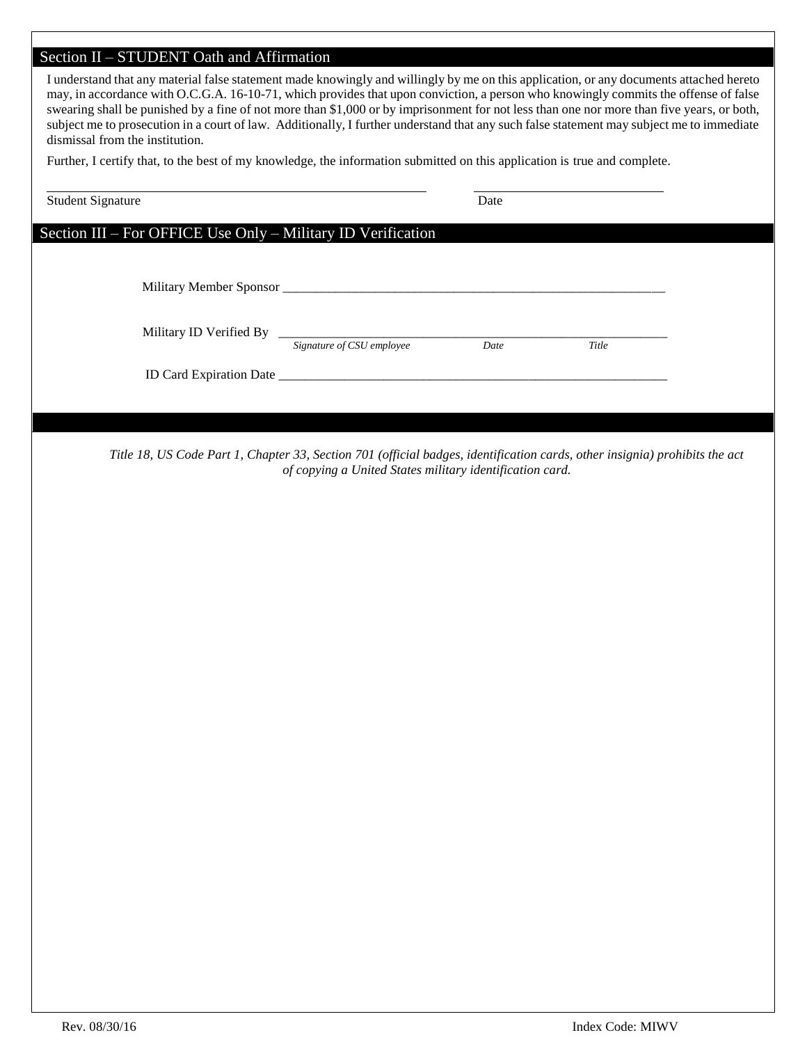## Section II – STUDENT Oath and Affirmation

I understand that any material false statement made knowingly and willingly by me on this application, or any documents attached hereto may, in accordance with O.C.G.A. 16-10-71, which provides that upon conviction, a person who knowingly commits the offense of false swearing shall be punished by a fine of not more than $1,000 or by imprisonment for not less than one nor more than five years, or both, subject me to prosecution in a court of law. Additionally, I further understand that any such false statement may subject me to immediate dismissal from the institution.

Further, I certify that, to the best of my knowledge, the information submitted on this application is true and complete.

______________________________________________ ______________________

Student Signature Date

## Section III – For OFFICE Use Only – Military ID Verification

Military Member Sponsor ____________________________________________________________

Military ID Verified By ____________________________________________________________
*Signature of CSU employee* *Date* *Title*

ID Card Expiration Date ____________________________________________________________

*Title 18, US Code Part 1, Chapter 33, Section 701 (official badges, identification cards, other insignia) prohibits the act of copying a United States military identification card.*

Rev. 08/30/16 Index Code: MIWV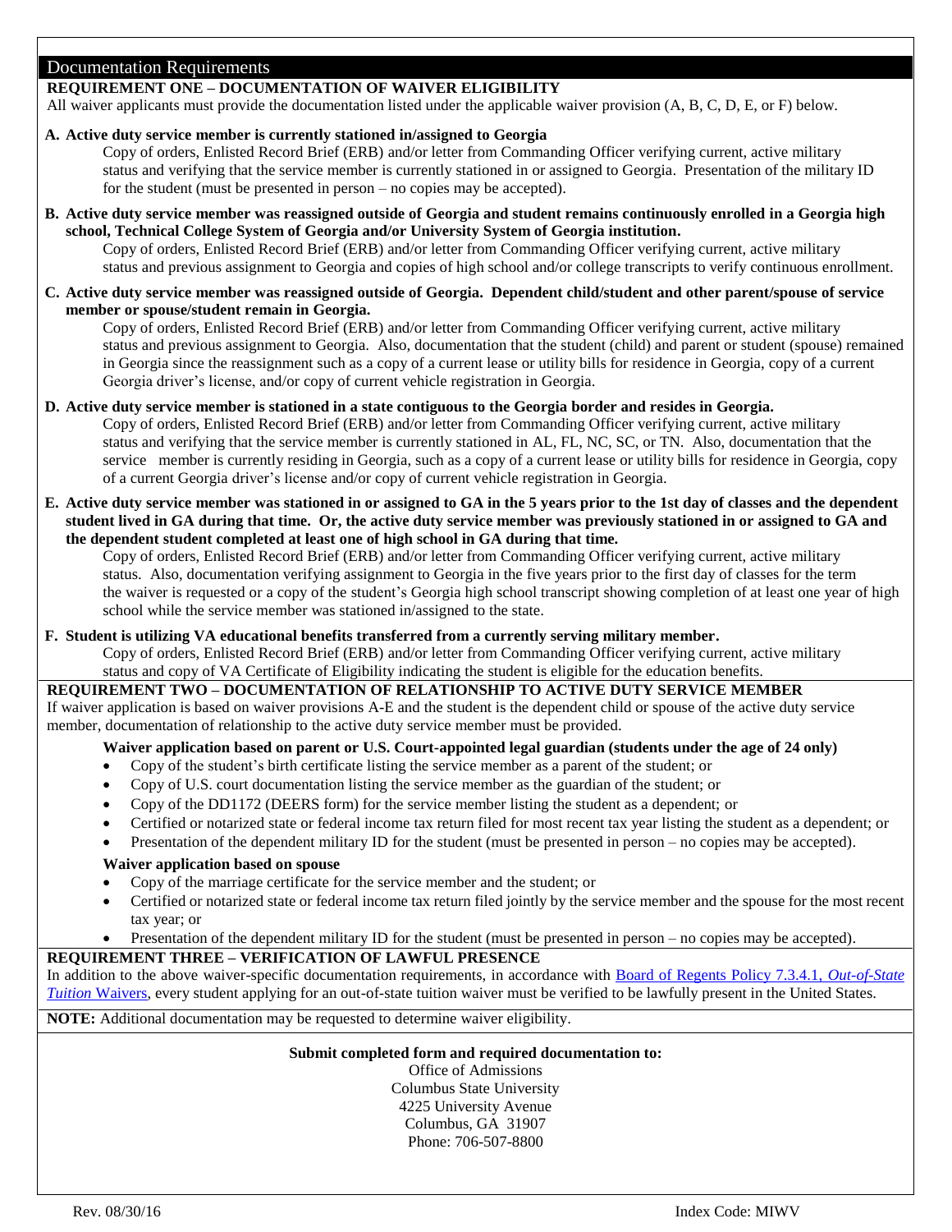## Documentation Requirements

**REQUIREMENT ONE – DOCUMENTATION OF WAIVER ELIGIBILITY**

All waiver applicants must provide the documentation listed under the applicable waiver provision (A, B, C, D, E, or F) below.

**A. Active duty service member is currently stationed in/assigned to Georgia**

Copy of orders, Enlisted Record Brief (ERB) and/or letter from Commanding Officer verifying current, active military status and verifying that the service member is currently stationed in or assigned to Georgia. Presentation of the military ID for the student (must be presented in person – no copies may be accepted).

**B. Active duty service member was reassigned outside of Georgia and student remains continuously enrolled in a Georgia high school, Technical College System of Georgia and/or University System of Georgia institution.**

Copy of orders, Enlisted Record Brief (ERB) and/or letter from Commanding Officer verifying current, active military status and previous assignment to Georgia and copies of high school and/or college transcripts to verify continuous enrollment.

**C. Active duty service member was reassigned outside of Georgia. Dependent child/student and other parent/spouse of service member or spouse/student remain in Georgia.**

Copy of orders, Enlisted Record Brief (ERB) and/or letter from Commanding Officer verifying current, active military status and previous assignment to Georgia. Also, documentation that the student (child) and parent or student (spouse) remained in Georgia since the reassignment such as a copy of a current lease or utility bills for residence in Georgia, copy of a current Georgia driver's license, and/or copy of current vehicle registration in Georgia.

**D. Active duty service member is stationed in a state contiguous to the Georgia border and resides in Georgia.**

Copy of orders, Enlisted Record Brief (ERB) and/or letter from Commanding Officer verifying current, active military status and verifying that the service member is currently stationed in AL, FL, NC, SC, or TN. Also, documentation that the service member is currently residing in Georgia, such as a copy of a current lease or utility bills for residence in Georgia, copy of a current Georgia driver's license and/or copy of current vehicle registration in Georgia.

**E. Active duty service member was stationed in or assigned to GA in the 5 years prior to the 1st day of classes and the dependent student lived in GA during that time. Or, the active duty service member was previously stationed in or assigned to GA and the dependent student completed at least one of high school in GA during that time.**

Copy of orders, Enlisted Record Brief (ERB) and/or letter from Commanding Officer verifying current, active military status. Also, documentation verifying assignment to Georgia in the five years prior to the first day of classes for the term the waiver is requested or a copy of the student's Georgia high school transcript showing completion of at least one year of high school while the service member was stationed in/assigned to the state.

**F. Student is utilizing VA educational benefits transferred from a currently serving military member.**

Copy of orders, Enlisted Record Brief (ERB) and/or letter from Commanding Officer verifying current, active military status and copy of VA Certificate of Eligibility indicating the student is eligible for the education benefits.

**REQUIREMENT TWO – DOCUMENTATION OF RELATIONSHIP TO ACTIVE DUTY SERVICE MEMBER**

If waiver application is based on waiver provisions A-E and the student is the dependent child or spouse of the active duty service member, documentation of relationship to the active duty service member must be provided.

**Waiver application based on parent or U.S. Court-appointed legal guardian (students under the age of 24 only)**

- Copy of the student's birth certificate listing the service member as a parent of the student; or
- Copy of U.S. court documentation listing the service member as the guardian of the student; or
- Copy of the DD1172 (DEERS form) for the service member listing the student as a dependent; or
- Certified or notarized state or federal income tax return filed for most recent tax year listing the student as a dependent; or
- Presentation of the dependent military ID for the student (must be presented in person – no copies may be accepted).

**Waiver application based on spouse**

- Copy of the marriage certificate for the service member and the student; or
- Certified or notarized state or federal income tax return filed jointly by the service member and the spouse for the most recent tax year; or
- Presentation of the dependent military ID for the student (must be presented in person – no copies may be accepted).

**REQUIREMENT THREE – VERIFICATION OF LAWFUL PRESENCE**

In addition to the above waiver-specific documentation requirements, in accordance with Board of Regents Policy 7.3.4.1, *Out-of-State Tuition* Waivers, every student applying for an out-of-state tuition waiver must be verified to be lawfully present in the United States.

**NOTE:** Additional documentation may be requested to determine waiver eligibility.

**Submit completed form and required documentation to:**

Office of Admissions
Columbus State University
4225 University Avenue
Columbus, GA 31907
Phone: 706-507-8800

Rev. 08/30/16

Index Code: MIWV